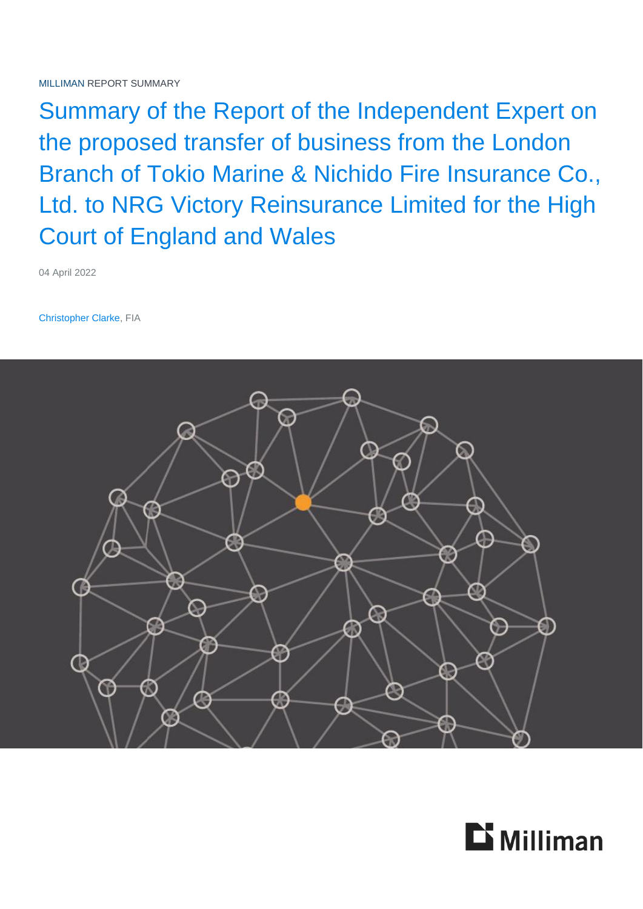MILLIMAN REPORT SUMMARY

# Summary of the Report of the Independent Expert on the proposed transfer of business from the London Branch of Tokio Marine & Nichido Fire Insurance Co., Ltd. to NRG Victory Reinsurance Limited for the High Court of England and Wales

04 April 2022

Christopher Clarke, FIA

Milliman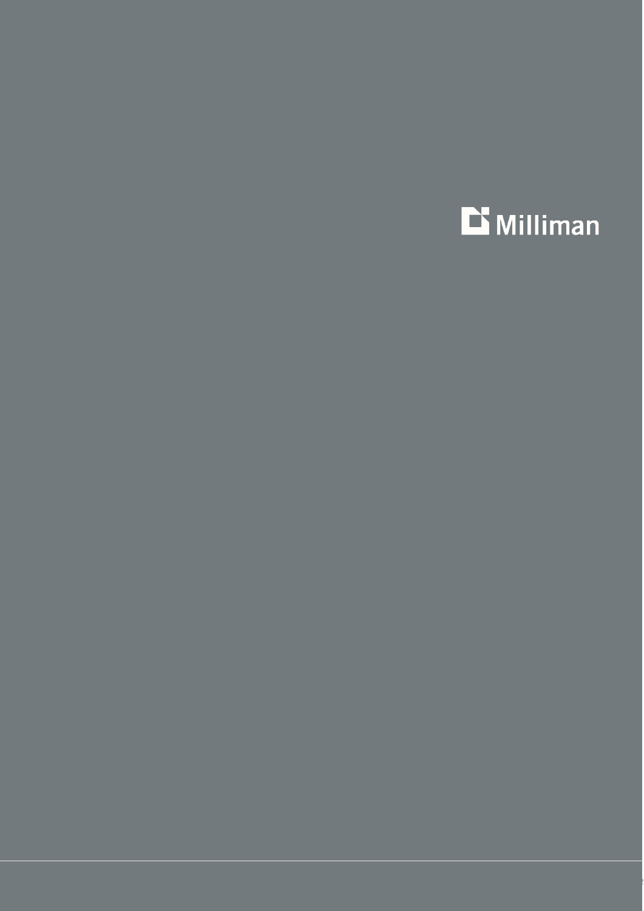Milliman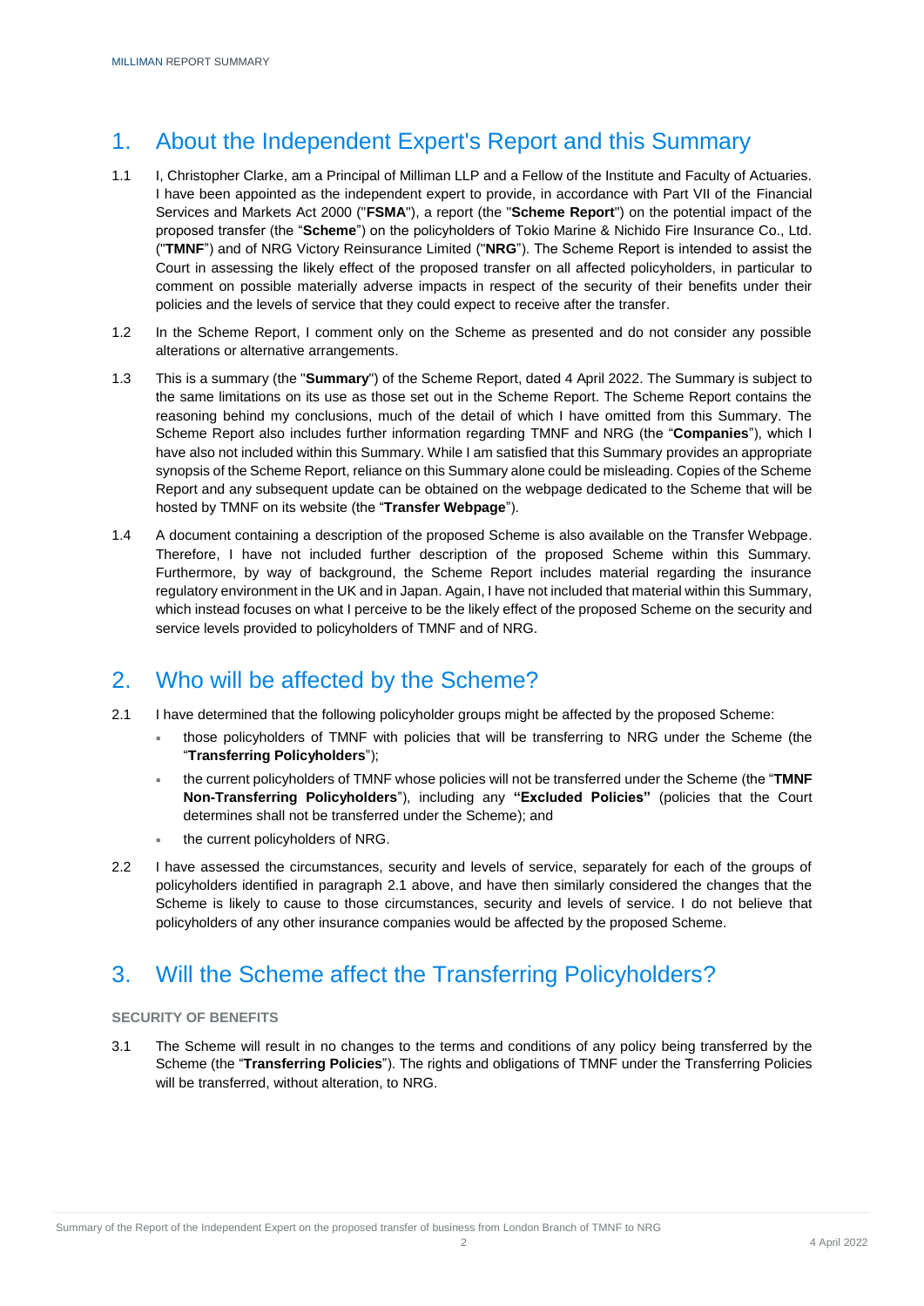# 1. About the Independent Expert's Report and this Summary

1.1 I, Christopher Clarke, am a Principal of Milliman LLP and a Fellow of the Institute and Faculty of Actuaries. I have been appointed as the independent expert to provide, in accordance with Part VII of the Financial Services and Markets Act 2000 ("**FSMA**"), a report (the "**Scheme Report**") on the potential impact of the proposed transfer (the "**Scheme**") on the policyholders of Tokio Marine & Nichido Fire Insurance Co., Ltd. ("**TMNF**") and of NRG Victory Reinsurance Limited ("**NRG**"). The Scheme Report is intended to assist the Court in assessing the likely effect of the proposed transfer on all affected policyholders, in particular to comment on possible materially adverse impacts in respect of the security of their benefits under their policies and the levels of service that they could expect to receive after the transfer.

1.2 In the Scheme Report, I comment only on the Scheme as presented and do not consider any possible alterations or alternative arrangements.

1.3 This is a summary (the "**Summary**") of the Scheme Report, dated 4 April 2022. The Summary is subject to the same limitations on its use as those set out in the Scheme Report. The Scheme Report contains the reasoning behind my conclusions, much of the detail of which I have omitted from this Summary. The Scheme Report also includes further information regarding TMNF and NRG (the "**Companies**"), which I have also not included within this Summary. While I am satisfied that this Summary provides an appropriate synopsis of the Scheme Report, reliance on this Summary alone could be misleading. Copies of the Scheme Report and any subsequent update can be obtained on the webpage dedicated to the Scheme that will be hosted by TMNF on its website (the "**Transfer Webpage**").

1.4 A document containing a description of the proposed Scheme is also available on the Transfer Webpage. Therefore, I have not included further description of the proposed Scheme within this Summary. Furthermore, by way of background, the Scheme Report includes material regarding the insurance regulatory environment in the UK and in Japan. Again, I have not included that material within this Summary, which instead focuses on what I perceive to be the likely effect of the proposed Scheme on the security and service levels provided to policyholders of TMNF and of NRG.

# 2. Who will be affected by the Scheme?

2.1 I have determined that the following policyholder groups might be affected by the proposed Scheme:

- those policyholders of TMNF with policies that will be transferring to NRG under the Scheme (the "**Transferring Policyholders**");
- the current policyholders of TMNF whose policies will not be transferred under the Scheme (the "**TMNF Non-Transferring Policyholders**"), including any **"Excluded Policies"** (policies that the Court determines shall not be transferred under the Scheme); and
- the current policyholders of NRG.

2.2 I have assessed the circumstances, security and levels of service, separately for each of the groups of policyholders identified in paragraph 2.1 above, and have then similarly considered the changes that the Scheme is likely to cause to those circumstances, security and levels of service. I do not believe that policyholders of any other insurance companies would be affected by the proposed Scheme.

# 3. Will the Scheme affect the Transferring Policyholders?

### SECURITY OF BENEFITS

3.1 The Scheme will result in no changes to the terms and conditions of any policy being transferred by the Scheme (the "**Transferring Policies**"). The rights and obligations of TMNF under the Transferring Policies will be transferred, without alteration, to NRG.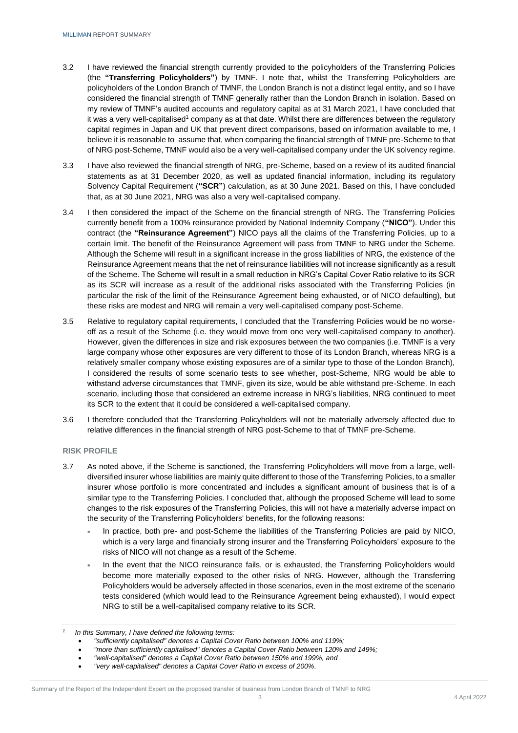3.2 I have reviewed the financial strength currently provided to the policyholders of the Transferring Policies (the **"Transferring Policyholders"**) by TMNF. I note that, whilst the Transferring Policyholders are policyholders of the London Branch of TMNF, the London Branch is not a distinct legal entity, and so I have considered the financial strength of TMNF generally rather than the London Branch in isolation. Based on my review of TMNF's audited accounts and regulatory capital as at 31 March 2021, I have concluded that it was a very well-capitalised[1] company as at that date. Whilst there are differences between the regulatory capital regimes in Japan and UK that prevent direct comparisons, based on information available to me, I believe it is reasonable to assume that, when comparing the financial strength of TMNF pre-Scheme to that of NRG post-Scheme, TMNF would also be a very well-capitalised company under the UK solvency regime.

3.3 I have also reviewed the financial strength of NRG, pre-Scheme, based on a review of its audited financial statements as at 31 December 2020, as well as updated financial information, including its regulatory Solvency Capital Requirement (**"SCR"**) calculation, as at 30 June 2021. Based on this, I have concluded that, as at 30 June 2021, NRG was also a very well-capitalised company.

3.4 I then considered the impact of the Scheme on the financial strength of NRG. The Transferring Policies currently benefit from a 100% reinsurance provided by National Indemnity Company (**"NICO"**). Under this contract (the **"Reinsurance Agreement"**) NICO pays all the claims of the Transferring Policies, up to a certain limit. The benefit of the Reinsurance Agreement will pass from TMNF to NRG under the Scheme. Although the Scheme will result in a significant increase in the gross liabilities of NRG, the existence of the Reinsurance Agreement means that the net of reinsurance liabilities will not increase significantly as a result of the Scheme. The Scheme will result in a small reduction in NRG's Capital Cover Ratio relative to its SCR as its SCR will increase as a result of the additional risks associated with the Transferring Policies (in particular the risk of the limit of the Reinsurance Agreement being exhausted, or of NICO defaulting), but these risks are modest and NRG will remain a very well-capitalised company post-Scheme.

3.5 Relative to regulatory capital requirements, I concluded that the Transferring Policies would be no worse-off as a result of the Scheme (i.e. they would move from one very well-capitalised company to another). However, given the differences in size and risk exposures between the two companies (i.e. TMNF is a very large company whose other exposures are very different to those of its London Branch, whereas NRG is a relatively smaller company whose existing exposures are of a similar type to those of the London Branch), I considered the results of some scenario tests to see whether, post-Scheme, NRG would be able to withstand adverse circumstances that TMNF, given its size, would be able withstand pre-Scheme. In each scenario, including those that considered an extreme increase in NRG's liabilities, NRG continued to meet its SCR to the extent that it could be considered a well-capitalised company.

3.6 I therefore concluded that the Transferring Policyholders will not be materially adversely affected due to relative differences in the financial strength of NRG post-Scheme to that of TMNF pre-Scheme.

### RISK PROFILE

3.7 As noted above, if the Scheme is sanctioned, the Transferring Policyholders will move from a large, well-diversified insurer whose liabilities are mainly quite different to those of the Transferring Policies, to a smaller insurer whose portfolio is more concentrated and includes a significant amount of business that is of a similar type to the Transferring Policies. I concluded that, although the proposed Scheme will lead to some changes to the risk exposures of the Transferring Policies, this will not have a materially adverse impact on the security of the Transferring Policyholders' benefits, for the following reasons:

- In practice, both pre- and post-Scheme the liabilities of the Transferring Policies are paid by NICO, which is a very large and financially strong insurer and the Transferring Policyholders' exposure to the risks of NICO will not change as a result of the Scheme.
- In the event that the NICO reinsurance fails, or is exhausted, the Transferring Policyholders would become more materially exposed to the other risks of NRG. However, although the Transferring Policyholders would be adversely affected in those scenarios, even in the most extreme of the scenario tests considered (which would lead to the Reinsurance Agreement being exhausted), I would expect NRG to still be a well-capitalised company relative to its SCR.

---

[1] *In this Summary, I have defined the following terms:*

- *"sufficiently capitalised" denotes a Capital Cover Ratio between 100% and 119%;*
- *"more than sufficiently capitalised" denotes a Capital Cover Ratio between 120% and 149%;*
- *"well-capitalised" denotes a Capital Cover Ratio between 150% and 199%, and*
- *"very well-capitalised" denotes a Capital Cover Ratio in excess of 200%.*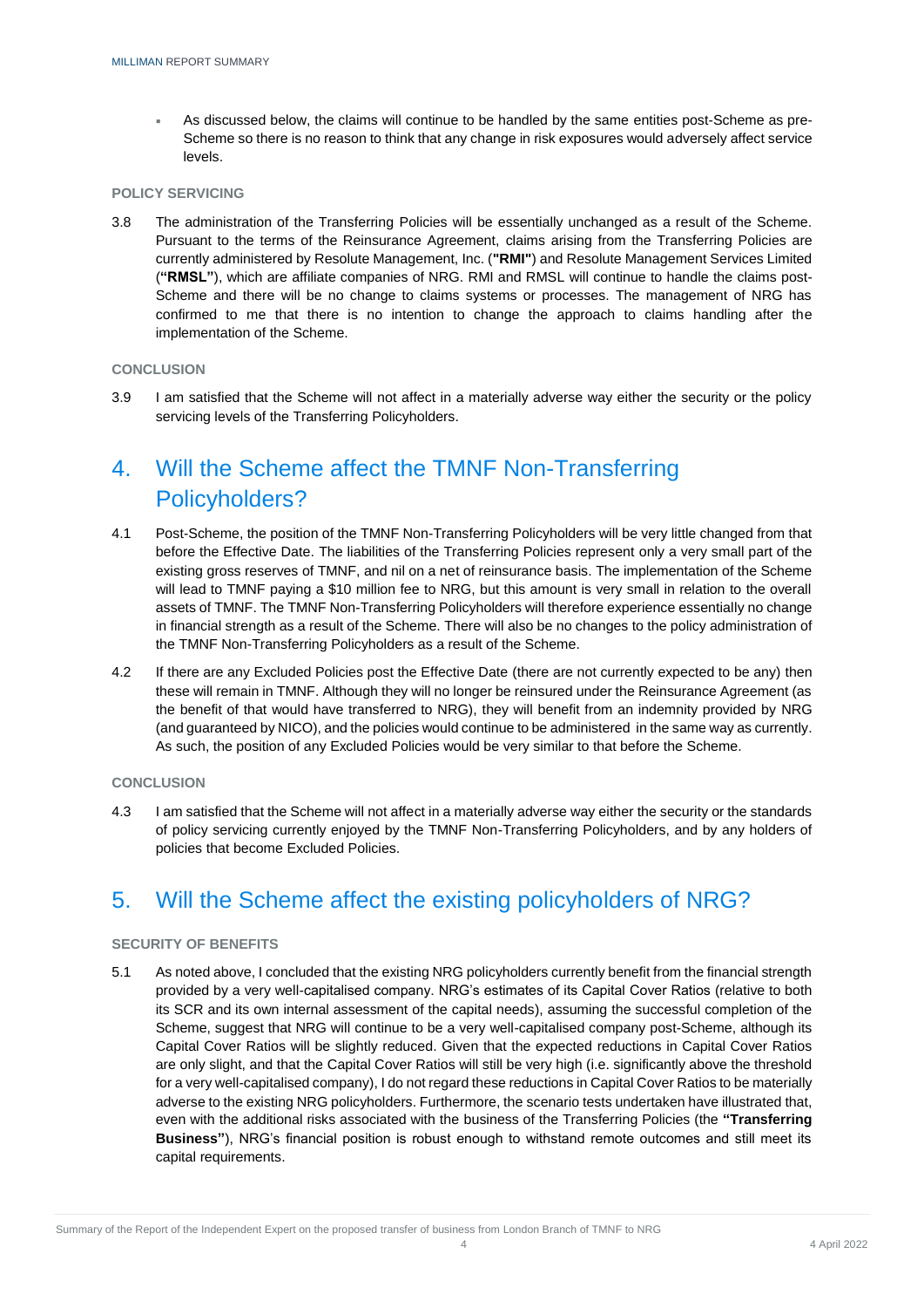- As discussed below, the claims will continue to be handled by the same entities post-Scheme as pre-Scheme so there is no reason to think that any change in risk exposures would adversely affect service levels.

#### POLICY SERVICING

3.8 The administration of the Transferring Policies will be essentially unchanged as a result of the Scheme. Pursuant to the terms of the Reinsurance Agreement, claims arising from the Transferring Policies are currently administered by Resolute Management, Inc. (**"RMI"**) and Resolute Management Services Limited (**"RMSL"**), which are affiliate companies of NRG. RMI and RMSL will continue to handle the claims post-Scheme and there will be no change to claims systems or processes. The management of NRG has confirmed to me that there is no intention to change the approach to claims handling after the implementation of the Scheme.

#### CONCLUSION

3.9 I am satisfied that the Scheme will not affect in a materially adverse way either the security or the policy servicing levels of the Transferring Policyholders.

## 4. Will the Scheme affect the TMNF Non-Transferring Policyholders?

4.1 Post-Scheme, the position of the TMNF Non-Transferring Policyholders will be very little changed from that before the Effective Date. The liabilities of the Transferring Policies represent only a very small part of the existing gross reserves of TMNF, and nil on a net of reinsurance basis. The implementation of the Scheme will lead to TMNF paying a $10 million fee to NRG, but this amount is very small in relation to the overall assets of TMNF. The TMNF Non-Transferring Policyholders will therefore experience essentially no change in financial strength as a result of the Scheme. There will also be no changes to the policy administration of the TMNF Non-Transferring Policyholders as a result of the Scheme.

4.2 If there are any Excluded Policies post the Effective Date (there are not currently expected to be any) then these will remain in TMNF. Although they will no longer be reinsured under the Reinsurance Agreement (as the benefit of that would have transferred to NRG), they will benefit from an indemnity provided by NRG (and guaranteed by NICO), and the policies would continue to be administered in the same way as currently. As such, the position of any Excluded Policies would be very similar to that before the Scheme.

#### CONCLUSION

4.3 I am satisfied that the Scheme will not affect in a materially adverse way either the security or the standards of policy servicing currently enjoyed by the TMNF Non-Transferring Policyholders, and by any holders of policies that become Excluded Policies.

## 5. Will the Scheme affect the existing policyholders of NRG?

#### SECURITY OF BENEFITS

5.1 As noted above, I concluded that the existing NRG policyholders currently benefit from the financial strength provided by a very well-capitalised company. NRG's estimates of its Capital Cover Ratios (relative to both its SCR and its own internal assessment of the capital needs), assuming the successful completion of the Scheme, suggest that NRG will continue to be a very well-capitalised company post-Scheme, although its Capital Cover Ratios will be slightly reduced. Given that the expected reductions in Capital Cover Ratios are only slight, and that the Capital Cover Ratios will still be very high (i.e. significantly above the threshold for a very well-capitalised company), I do not regard these reductions in Capital Cover Ratios to be materially adverse to the existing NRG policyholders. Furthermore, the scenario tests undertaken have illustrated that, even with the additional risks associated with the business of the Transferring Policies (the **"Transferring Business"**), NRG's financial position is robust enough to withstand remote outcomes and still meet its capital requirements.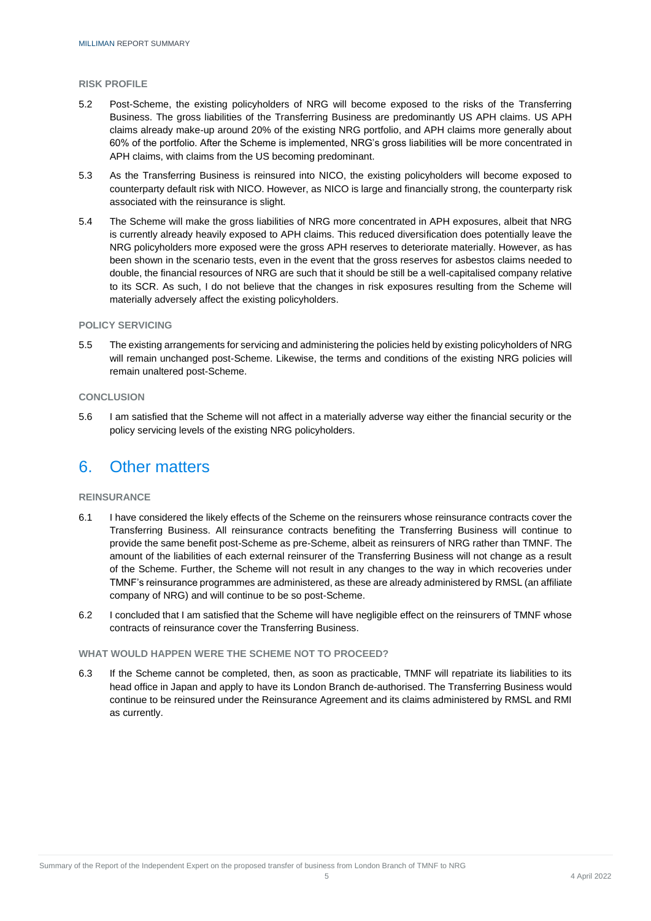### RISK PROFILE

5.2 Post-Scheme, the existing policyholders of NRG will become exposed to the risks of the Transferring Business. The gross liabilities of the Transferring Business are predominantly US APH claims. US APH claims already make-up around 20% of the existing NRG portfolio, and APH claims more generally about 60% of the portfolio. After the Scheme is implemented, NRG's gross liabilities will be more concentrated in APH claims, with claims from the US becoming predominant.

5.3 As the Transferring Business is reinsured into NICO, the existing policyholders will become exposed to counterparty default risk with NICO. However, as NICO is large and financially strong, the counterparty risk associated with the reinsurance is slight.

5.4 The Scheme will make the gross liabilities of NRG more concentrated in APH exposures, albeit that NRG is currently already heavily exposed to APH claims. This reduced diversification does potentially leave the NRG policyholders more exposed were the gross APH reserves to deteriorate materially. However, as has been shown in the scenario tests, even in the event that the gross reserves for asbestos claims needed to double, the financial resources of NRG are such that it should be still be a well-capitalised company relative to its SCR. As such, I do not believe that the changes in risk exposures resulting from the Scheme will materially adversely affect the existing policyholders.

### POLICY SERVICING

5.5 The existing arrangements for servicing and administering the policies held by existing policyholders of NRG will remain unchanged post-Scheme. Likewise, the terms and conditions of the existing NRG policies will remain unaltered post-Scheme.

### CONCLUSION

5.6 I am satisfied that the Scheme will not affect in a materially adverse way either the financial security or the policy servicing levels of the existing NRG policyholders.

## 6. Other matters

### REINSURANCE

6.1 I have considered the likely effects of the Scheme on the reinsurers whose reinsurance contracts cover the Transferring Business. All reinsurance contracts benefiting the Transferring Business will continue to provide the same benefit post-Scheme as pre-Scheme, albeit as reinsurers of NRG rather than TMNF. The amount of the liabilities of each external reinsurer of the Transferring Business will not change as a result of the Scheme. Further, the Scheme will not result in any changes to the way in which recoveries under TMNF's reinsurance programmes are administered, as these are already administered by RMSL (an affiliate company of NRG) and will continue to be so post-Scheme.

6.2 I concluded that I am satisfied that the Scheme will have negligible effect on the reinsurers of TMNF whose contracts of reinsurance cover the Transferring Business.

### WHAT WOULD HAPPEN WERE THE SCHEME NOT TO PROCEED?

6.3 If the Scheme cannot be completed, then, as soon as practicable, TMNF will repatriate its liabilities to its head office in Japan and apply to have its London Branch de-authorised. The Transferring Business would continue to be reinsured under the Reinsurance Agreement and its claims administered by RMSL and RMI as currently.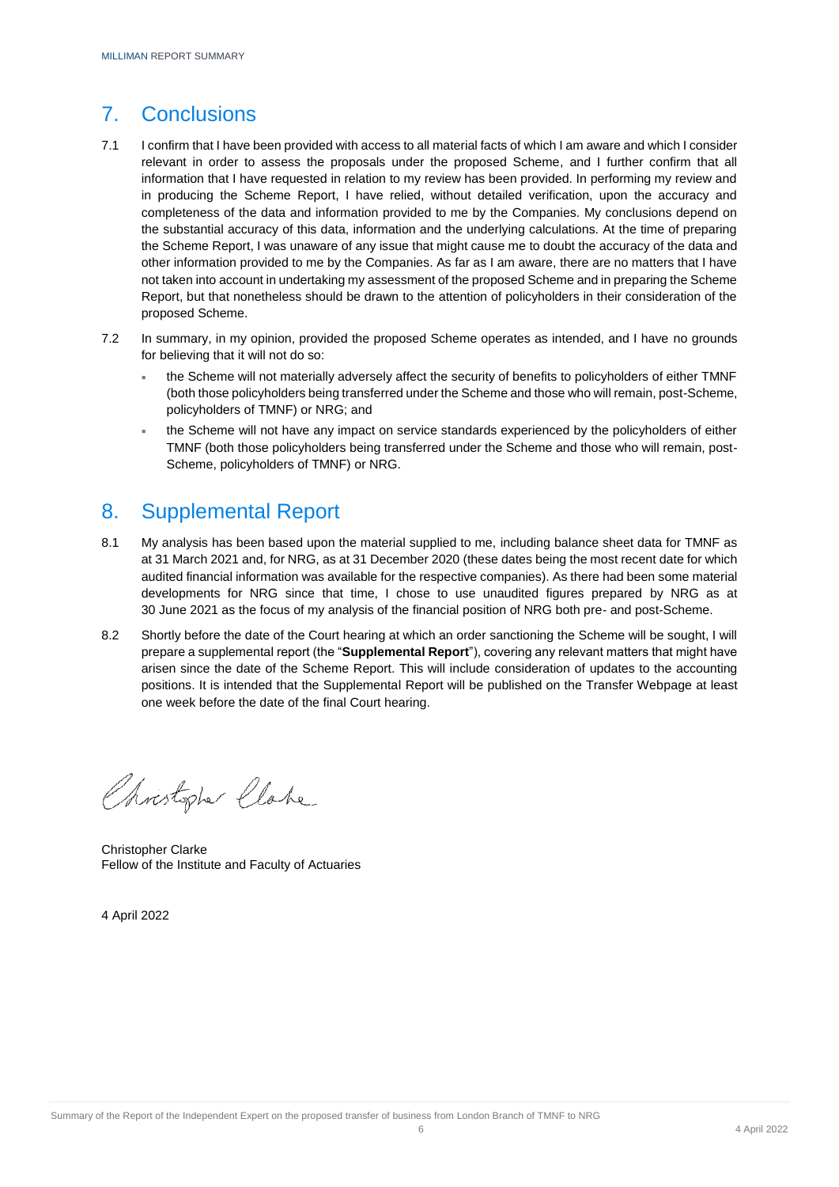## 7. Conclusions

7.1 I confirm that I have been provided with access to all material facts of which I am aware and which I consider relevant in order to assess the proposals under the proposed Scheme, and I further confirm that all information that I have requested in relation to my review has been provided. In performing my review and in producing the Scheme Report, I have relied, without detailed verification, upon the accuracy and completeness of the data and information provided to me by the Companies. My conclusions depend on the substantial accuracy of this data, information and the underlying calculations. At the time of preparing the Scheme Report, I was unaware of any issue that might cause me to doubt the accuracy of the data and other information provided to me by the Companies. As far as I am aware, there are no matters that I have not taken into account in undertaking my assessment of the proposed Scheme and in preparing the Scheme Report, but that nonetheless should be drawn to the attention of policyholders in their consideration of the proposed Scheme.

7.2 In summary, in my opinion, provided the proposed Scheme operates as intended, and I have no grounds for believing that it will not do so:

- the Scheme will not materially adversely affect the security of benefits to policyholders of either TMNF (both those policyholders being transferred under the Scheme and those who will remain, post-Scheme, policyholders of TMNF) or NRG; and
- the Scheme will not have any impact on service standards experienced by the policyholders of either TMNF (both those policyholders being transferred under the Scheme and those who will remain, post-Scheme, policyholders of TMNF) or NRG.

## 8. Supplemental Report

8.1 My analysis has been based upon the material supplied to me, including balance sheet data for TMNF as at 31 March 2021 and, for NRG, as at 31 December 2020 (these dates being the most recent date for which audited financial information was available for the respective companies). As there had been some material developments for NRG since that time, I chose to use unaudited figures prepared by NRG as at 30 June 2021 as the focus of my analysis of the financial position of NRG both pre- and post-Scheme.

8.2 Shortly before the date of the Court hearing at which an order sanctioning the Scheme will be sought, I will prepare a supplemental report (the "**Supplemental Report**"), covering any relevant matters that might have arisen since the date of the Scheme Report. This will include consideration of updates to the accounting positions. It is intended that the Supplemental Report will be published on the Transfer Webpage at least one week before the date of the final Court hearing.

Christopher Clarke

Christopher Clarke
Fellow of the Institute and Faculty of Actuaries

4 April 2022